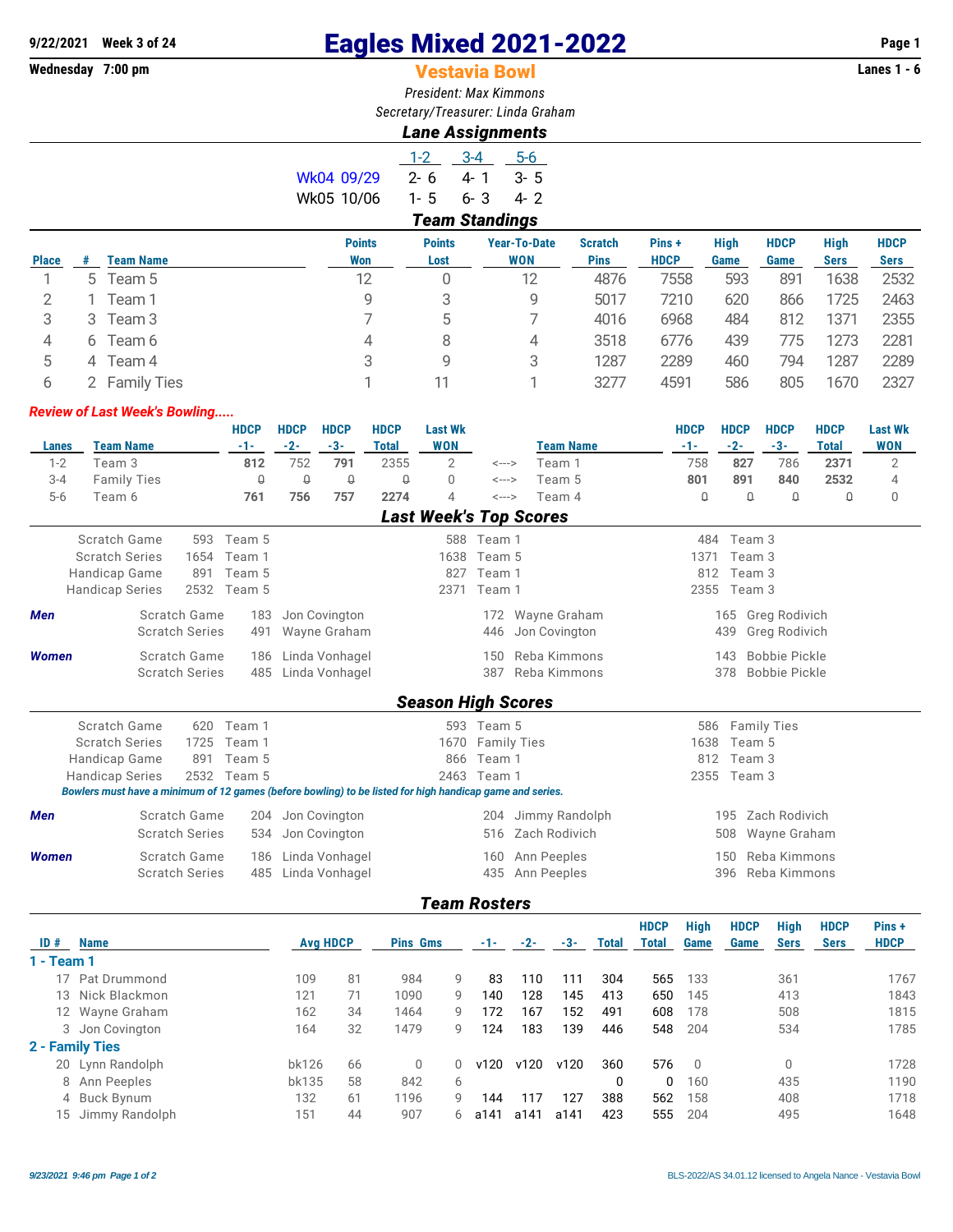9/22/2021 Week 3 of 24

Wednesday 7:00 pm

# Eagles Mixed 2021-2022

## Vestavia Bowl

Lanes 1 - 6

*President: Max Kimmons*

*Secretary/Treasurer: Linda Graham*

### Lane Assignments

| | 1-2 | 3-4 | 5-6 |
|---|---|---|---|
| Wk04 09/29 | 2- 6 | 4- 1 | 3- 5 |
| Wk05 10/06 | 1- 5 | 6- 3 | 4- 2 |

### Team Standings

| Place | # | Team Name | Points Won | Points Lost | Year-To-Date WON | Scratch Pins | Pins + HDCP | High Game | HDCP Game | High Sers | HDCP Sers |
|---|---|---|---|---|---|---|---|---|---|---|---|
| 1 | 5 | Team 5 | 12 | 0 | 12 | 4876 | 7558 | 593 | 891 | 1638 | 2532 |
| 2 | 1 | Team 1 | 9 | 3 | 9 | 5017 | 7210 | 620 | 866 | 1725 | 2463 |
| 3 | 3 | Team 3 | 7 | 5 | 7 | 4016 | 6968 | 484 | 812 | 1371 | 2355 |
| 4 | 6 | Team 6 | 4 | 8 | 4 | 3518 | 6776 | 439 | 775 | 1273 | 2281 |
| 5 | 4 | Team 4 | 3 | 9 | 3 | 1287 | 2289 | 460 | 794 | 1287 | 2289 |
| 6 | 2 | Family Ties | 1 | 11 | 1 | 3277 | 4591 | 586 | 805 | 1670 | 2327 |

***Review of Last Week's Bowling.....***

| Lanes | Team Name | HDCP -1- | HDCP -2- | HDCP -3- | HDCP Total | Last Wk WON | | Team Name | HDCP -1- | HDCP -2- | HDCP -3- | HDCP Total | Last Wk WON |
|---|---|---|---|---|---|---|---|---|---|---|---|---|---|
| 1-2 | Team 3 | **812** | 752 | **791** | 2355 | 2 | <---> | Team 1 | 758 | **827** | 786 | **2371** | 2 |
| 3-4 | Family Ties | 0 | 0 | 0 | 0 | 0 | <---> | Team 5 | **801** | **891** | **840** | **2532** | 4 |
| 5-6 | Team 6 | **761** | **756** | **757** | **2274** | 4 | <---> | Team 4 | 0 | 0 | 0 | 0 | 0 |

### Last Week's Top Scores

| | | | | | | |
|---|---|---|---|---|---|---|
| Scratch Game | 593 | Team 5 | 588 | Team 1 | 484 | Team 3 |
| Scratch Series | 1654 | Team 1 | 1638 | Team 5 | 1371 | Team 3 |
| Handicap Game | 891 | Team 5 | 827 | Team 1 | 812 | Team 3 |
| Handicap Series | 2532 | Team 5 | 2371 | Team 1 | 2355 | Team 3 |

| | | | | | | | |
|---|---|---|---|---|---|---|---|
| ***Men*** | Scratch Game | 183 | Jon Covington | 172 | Wayne Graham | 165 | Greg Rodivich |
| | Scratch Series | 491 | Wayne Graham | 446 | Jon Covington | 439 | Greg Rodivich |
| ***Women*** | Scratch Game | 186 | Linda Vonhagel | 150 | Reba Kimmons | 143 | Bobbie Pickle |
| | Scratch Series | 485 | Linda Vonhagel | 387 | Reba Kimmons | 378 | Bobbie Pickle |

### Season High Scores

| | | | | | | |
|---|---|---|---|---|---|---|
| Scratch Game | 620 | Team 1 | 593 | Team 5 | 586 | Family Ties |
| Scratch Series | 1725 | Team 1 | 1670 | Family Ties | 1638 | Team 5 |
| Handicap Game | 891 | Team 5 | 866 | Team 1 | 812 | Team 3 |
| Handicap Series | 2532 | Team 5 | 2463 | Team 1 | 2355 | Team 3 |

***Bowlers must have a minimum of 12 games (before bowling) to be listed for high handicap game and series.***

| | | | | | | | |
|---|---|---|---|---|---|---|---|
| ***Men*** | Scratch Game | 204 | Jon Covington | 204 | Jimmy Randolph | 195 | Zach Rodivich |
| | Scratch Series | 534 | Jon Covington | 516 | Zach Rodivich | 508 | Wayne Graham |
| ***Women*** | Scratch Game | 186 | Linda Vonhagel | 160 | Ann Peeples | 150 | Reba Kimmons |
| | Scratch Series | 485 | Linda Vonhagel | 435 | Ann Peeples | 396 | Reba Kimmons |

### Team Rosters

| ID # | Name | Avg | HDCP | Pins | Gms | -1- | -2- | -3- | Total | HDCP Total | High Game | HDCP Game | High Sers | HDCP Sers | Pins + HDCP |
|---|---|---|---|---|---|---|---|---|---|---|---|---|---|---|---|
| **1 - Team 1** | | | | | | | | | | | | | | | |
| 17 | Pat Drummond | 109 | 81 | 984 | 9 | 83 | 110 | 111 | 304 | 565 | 133 | | 361 | | 1767 |
| 13 | Nick Blackmon | 121 | 71 | 1090 | 9 | 140 | 128 | 145 | 413 | 650 | 145 | | 413 | | 1843 |
| 12 | Wayne Graham | 162 | 34 | 1464 | 9 | 172 | 167 | 152 | 491 | 608 | 178 | | 508 | | 1815 |
| 3 | Jon Covington | 164 | 32 | 1479 | 9 | 124 | 183 | 139 | 446 | 548 | 204 | | 534 | | 1785 |
| **2 - Family Ties** | | | | | | | | | | | | | | | |
| 20 | Lynn Randolph | bk126 | 66 | 0 | 0 | v120 | v120 | v120 | 360 | 576 | 0 | | 0 | | 1728 |
| 8 | Ann Peeples | bk135 | 58 | 842 | 6 | | | | 0 | 0 | 160 | | 435 | | 1190 |
| 4 | Buck Bynum | 132 | 61 | 1196 | 9 | 144 | 117 | 127 | 388 | 562 | 158 | | 408 | | 1718 |
| 15 | Jimmy Randolph | 151 | 44 | 907 | 6 | a141 | a141 | a141 | 423 | 555 | 204 | | 495 | | 1648 |

*9/23/2021 9:46 pm*

BLS-2022/AS 34.01.12 licensed to Angela Nance - Vestavia Bowl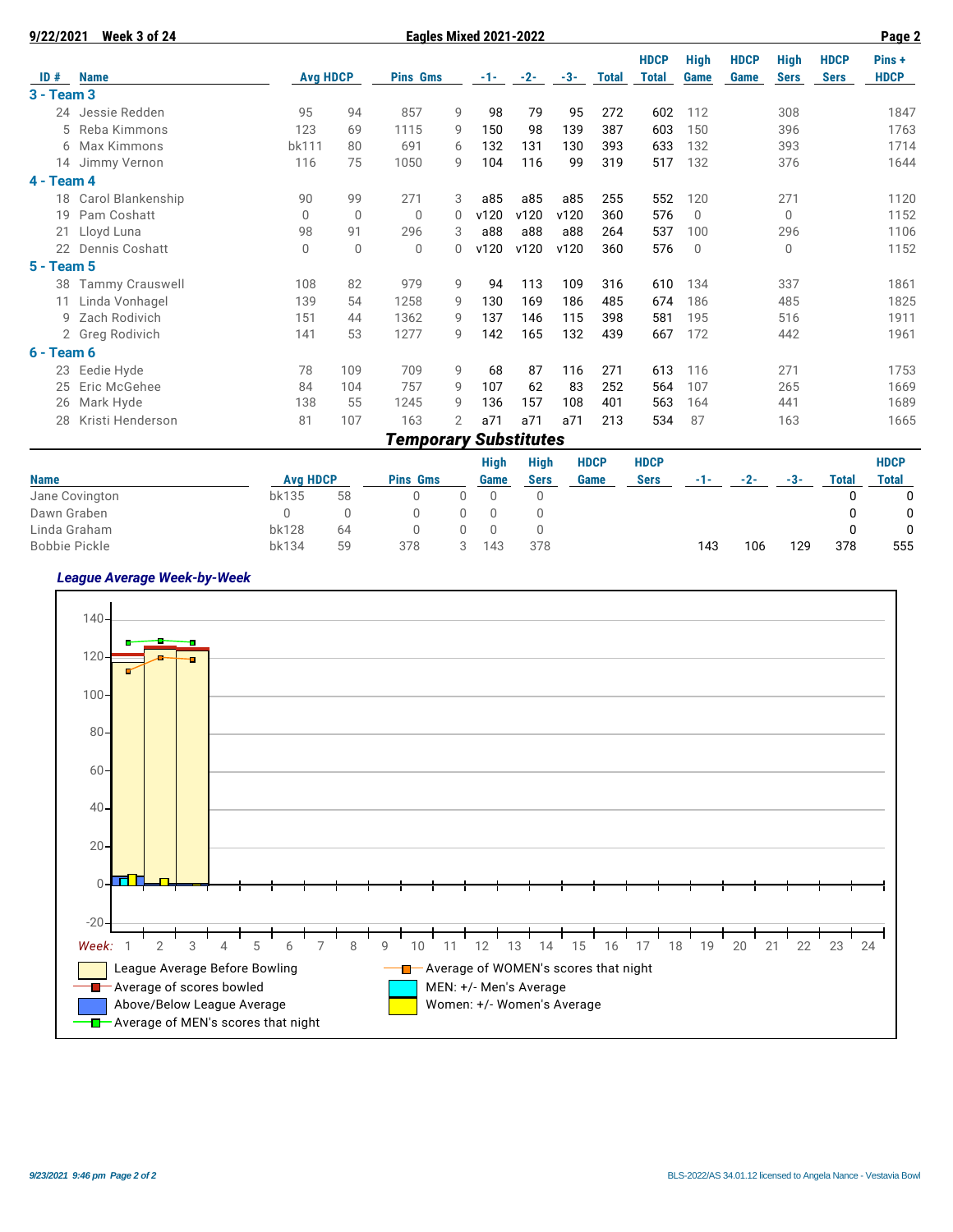9/22/2021 Week 3 of 24 — Eagles Mixed 2021-2022

| ID # | Name | Avg | HDCP | Pins | Gms | -1- | -2- | -3- | Total | HDCP Total | High Game | HDCP Game | High Sers | HDCP Sers | Pins + HDCP |
|---|---|---|---|---|---|---|---|---|---|---|---|---|---|---|---|
| **3 - Team 3** | | | | | | | | | | | | | | | |
| 24 | Jessie Redden | 95 | 94 | 857 | 9 | 98 | 79 | 95 | 272 | 602 | 112 | | 308 | | 1847 |
| 5 | Reba Kimmons | 123 | 69 | 1115 | 9 | 150 | 98 | 139 | 387 | 603 | 150 | | 396 | | 1763 |
| 6 | Max Kimmons | bk111 | 80 | 691 | 6 | 132 | 131 | 130 | 393 | 633 | 132 | | 393 | | 1714 |
| 14 | Jimmy Vernon | 116 | 75 | 1050 | 9 | 104 | 116 | 99 | 319 | 517 | 132 | | 376 | | 1644 |
| **4 - Team 4** | | | | | | | | | | | | | | | |
| 18 | Carol Blankenship | 90 | 99 | 271 | 3 | a85 | a85 | a85 | 255 | 552 | 120 | | 271 | | 1120 |
| 19 | Pam Coshatt | 0 | 0 | 0 | 0 | v120 | v120 | v120 | 360 | 576 | 0 | | 0 | | 1152 |
| 21 | Lloyd Luna | 98 | 91 | 296 | 3 | a88 | a88 | a88 | 264 | 537 | 100 | | 296 | | 1106 |
| 22 | Dennis Coshatt | 0 | 0 | 0 | 0 | v120 | v120 | v120 | 360 | 576 | 0 | | 0 | | 1152 |
| **5 - Team 5** | | | | | | | | | | | | | | | |
| 38 | Tammy Crauswell | 108 | 82 | 979 | 9 | 94 | 113 | 109 | 316 | 610 | 134 | | 337 | | 1861 |
| 11 | Linda Vonhagel | 139 | 54 | 1258 | 9 | 130 | 169 | 186 | 485 | 674 | 186 | | 485 | | 1825 |
| 9 | Zach Rodivich | 151 | 44 | 1362 | 9 | 137 | 146 | 115 | 398 | 581 | 195 | | 516 | | 1911 |
| 2 | Greg Rodivich | 141 | 53 | 1277 | 9 | 142 | 165 | 132 | 439 | 667 | 172 | | 442 | | 1961 |
| **6 - Team 6** | | | | | | | | | | | | | | | |
| 23 | Eedie Hyde | 78 | 109 | 709 | 9 | 68 | 87 | 116 | 271 | 613 | 116 | | 271 | | 1753 |
| 25 | Eric McGehee | 84 | 104 | 757 | 9 | 107 | 62 | 83 | 252 | 564 | 107 | | 265 | | 1669 |
| 26 | Mark Hyde | 138 | 55 | 1245 | 9 | 136 | 157 | 108 | 401 | 563 | 164 | | 441 | | 1689 |
| 28 | Kristi Henderson | 81 | 107 | 163 | 2 | a71 | a71 | a71 | 213 | 534 | 87 | | 163 | | 1665 |

## *Temporary Substitutes*

| Name | Avg | HDCP | Pins | Gms | High Game | High Sers | HDCP Game | HDCP Sers | -1- | -2- | -3- | Total | HDCP Total |
|---|---|---|---|---|---|---|---|---|---|---|---|---|---|
| Jane Covington | bk135 | 58 | 0 | 0 | 0 | 0 | | | | | | 0 | 0 |
| Dawn Graben | 0 | 0 | 0 | 0 | 0 | 0 | | | | | | 0 | 0 |
| Linda Graham | bk128 | 64 | 0 | 0 | 0 | 0 | | | | | | 0 | 0 |
| Bobbie Pickle | bk134 | 59 | 378 | 3 | 143 | 378 | | | 143 | 106 | 129 | 378 | 555 |

### *League Average Week-by-Week*

140
120
100
80
60
40
20
0
-20
Week: 1 2 3 4 5 6 7 8 9 10 11 12 13 14 15 16 17 18 19 20 21 22 23 24

League Average Before Bowling
Average of scores bowled
Above/Below League Average
Average of MEN's scores that night
Average of WOMEN's scores that night
MEN: +/- Men's Average
Women: +/- Women's Average